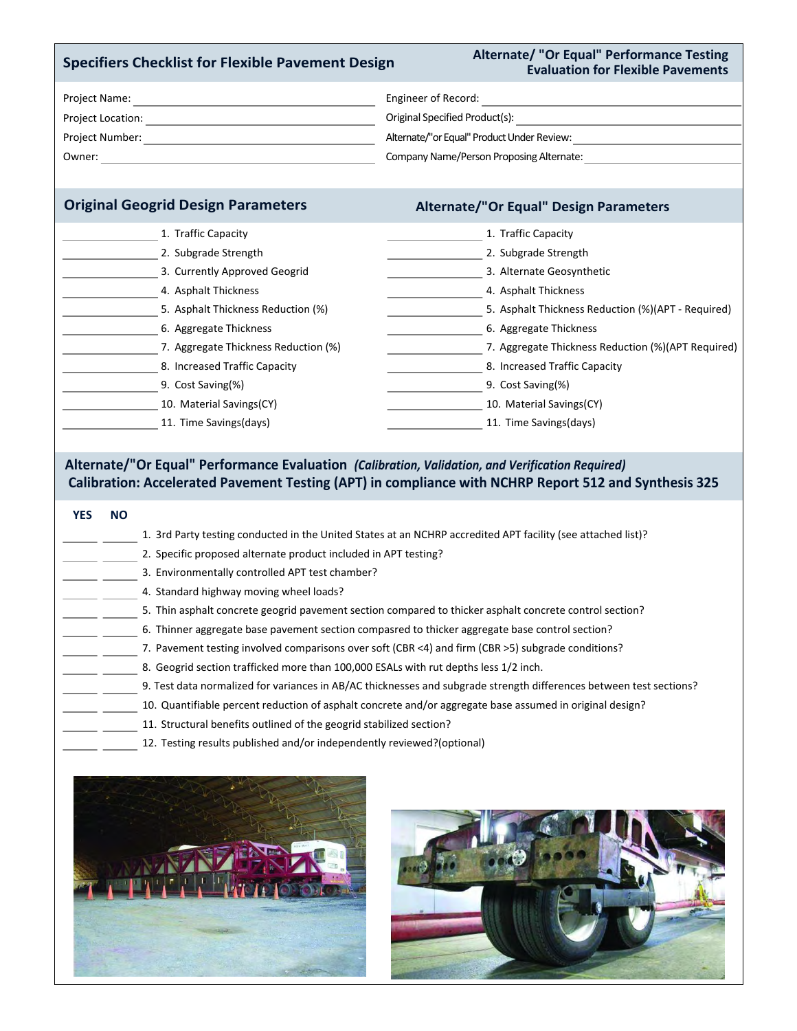# Specifiers Checklist for Flexible Pavement Design

## Alternate/ "Or Equal" Performance Testing Evaluation for Flexible Pavements

Project Name: ______________________________

Project Location: ______________________________

Project Number: ______________________________

Owner: ______________________________

Engineer of Record: ______________________________

Original Specified Product(s): ______________________________

Alternate/"or Equal" Product Under Review: ______________________________

Company Name/Person Proposing Alternate: ______________________________

| Original Geogrid Design Parameters | | Alternate/"Or Equal" Design Parameters | |
|---|---|---|---|
| ________ | 1. Traffic Capacity | ________ | 1. Traffic Capacity |
| ________ | 2. Subgrade Strength | ________ | 2. Subgrade Strength |
| ________ | 3. Currently Approved Geogrid | ________ | 3. Alternate Geosynthetic |
| ________ | 4. Asphalt Thickness | ________ | 4. Asphalt Thickness |
| ________ | 5. Asphalt Thickness Reduction (%) | ________ | 5. Asphalt Thickness Reduction (%)(APT - Required) |
| ________ | 6. Aggregate Thickness | ________ | 6. Aggregate Thickness |
| ________ | 7. Aggregate Thickness Reduction (%) | ________ | 7. Aggregate Thickness Reduction (%)(APT Required) |
| ________ | 8. Increased Traffic Capacity | ________ | 8. Increased Traffic Capacity |
| ________ | 9. Cost Saving(%) | ________ | 9. Cost Saving(%) |
| ________ | 10. Material Savings(CY) | ________ | 10. Material Savings(CY) |
| ________ | 11. Time Savings(days) | ________ | 11. Time Savings(days) |

## Alternate/"Or Equal" Performance Evaluation *(Calibration, Validation, and Verification Required)*

### Calibration: Accelerated Pavement Testing (APT) in compliance with NCHRP Report 512 and Synthesis 325

| YES | NO | |
|---|---|---|
| ______ | ______ | 1. 3rd Party testing conducted in the United States at an NCHRP accredited APT facility (see attached list)? |
| ______ | ______ | 2. Specific proposed alternate product included in APT testing? |
| ______ | ______ | 3. Environmentally controlled APT test chamber? |
| ______ | ______ | 4. Standard highway moving wheel loads? |
| ______ | ______ | 5. Thin asphalt concrete geogrid pavement section compared to thicker asphalt concrete control section? |
| ______ | ______ | 6. Thinner aggregate base pavement section compasred to thicker aggregate base control section? |
| ______ | ______ | 7. Pavement testing involved comparisons over soft (CBR <4) and firm (CBR >5) subgrade conditions? |
| ______ | ______ | 8. Geogrid section trafficked more than 100,000 ESALs with rut depths less 1/2 inch. |
| ______ | ______ | 9. Test data normalized for variances in AB/AC thicknesses and subgrade strength differences between test sections? |
| ______ | ______ | 10. Quantifiable percent reduction of asphalt concrete and/or aggregate base assumed in original design? |
| ______ | ______ | 11. Structural benefits outlined of the geogrid stabilized section? |
| ______ | ______ | 12. Testing results published and/or independently reviewed?(optional) |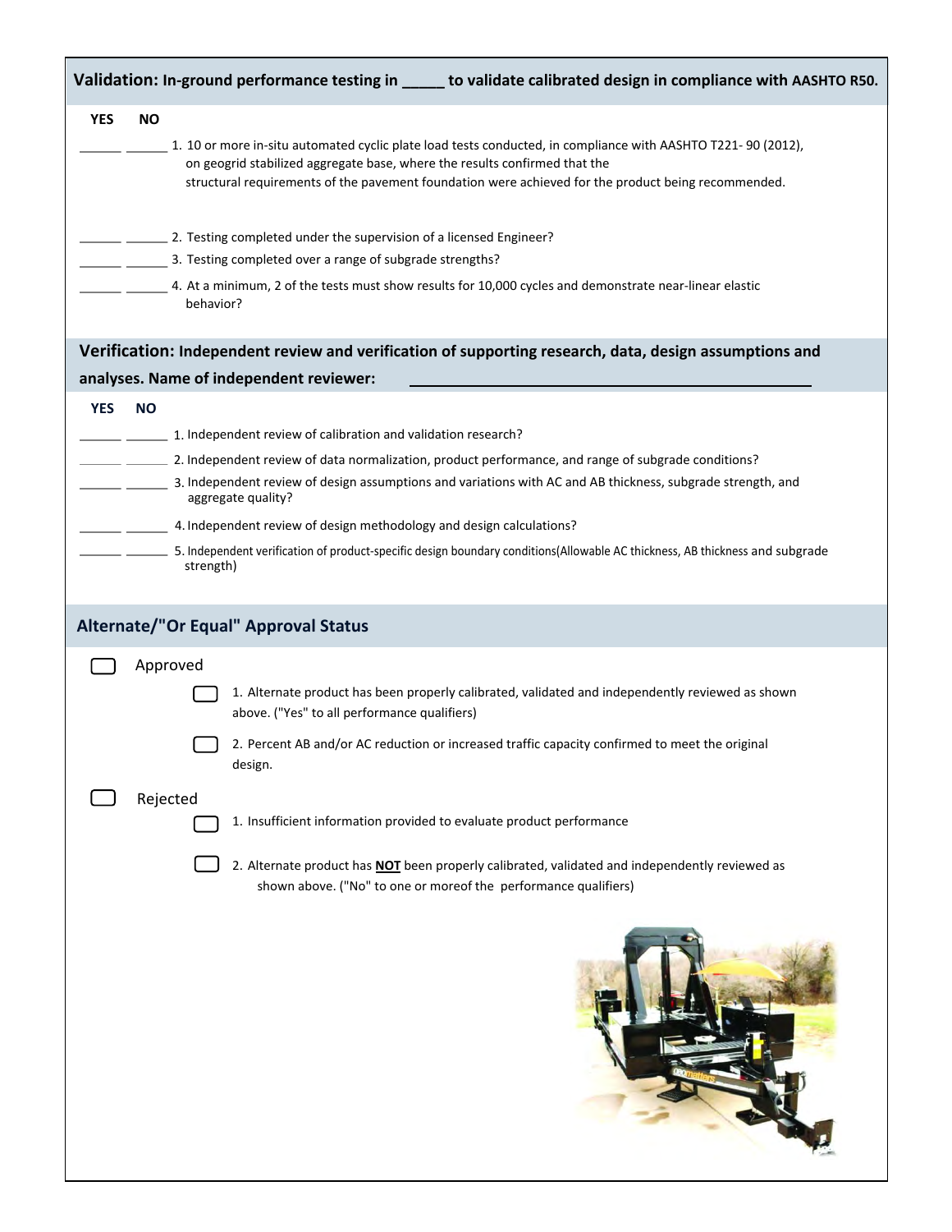## Validation: In-ground performance testing in _____ to validate calibrated design in compliance with AASHTO R50.

**YES** **NO**

______ ______ 1. 10 or more in-situ automated cyclic plate load tests conducted, in compliance with AASHTO T221- 90 (2012), on geogrid stabilized aggregate base, where the results confirmed that the structural requirements of the pavement foundation were achieved for the product being recommended.

______ ______ 2. Testing completed under the supervision of a licensed Engineer?

______ ______ 3. Testing completed over a range of subgrade strengths?

______ ______ 4. At a minimum, 2 of the tests must show results for 10,000 cycles and demonstrate near-linear elastic behavior?

## Verification: Independent review and verification of supporting research, data, design assumptions and analyses. Name of independent reviewer: ______________________________

**YES** **NO**

______ ______ 1. Independent review of calibration and validation research?

______ ______ 2. Independent review of data normalization, product performance, and range of subgrade conditions?

______ ______ 3. Independent review of design assumptions and variations with AC and AB thickness, subgrade strength, and aggregate quality?

______ ______ 4. Independent review of design methodology and design calculations?

______ ______ 5. Independent verification of product-specific design boundary conditions(Allowable AC thickness, AB thickness and subgrade strength)

## Alternate/"Or Equal" Approval Status

☐ Approved

- ☐ 1. Alternate product has been properly calibrated, validated and independently reviewed as shown above. ("Yes" to all performance qualifiers)
- ☐ 2. Percent AB and/or AC reduction or increased traffic capacity confirmed to meet the original design.

☐ Rejected

- ☐ 1. Insufficient information provided to evaluate product performance
- ☐ 2. Alternate product has **NOT** been properly calibrated, validated and independently reviewed as shown above. ("No" to one or moreof the performance qualifiers)